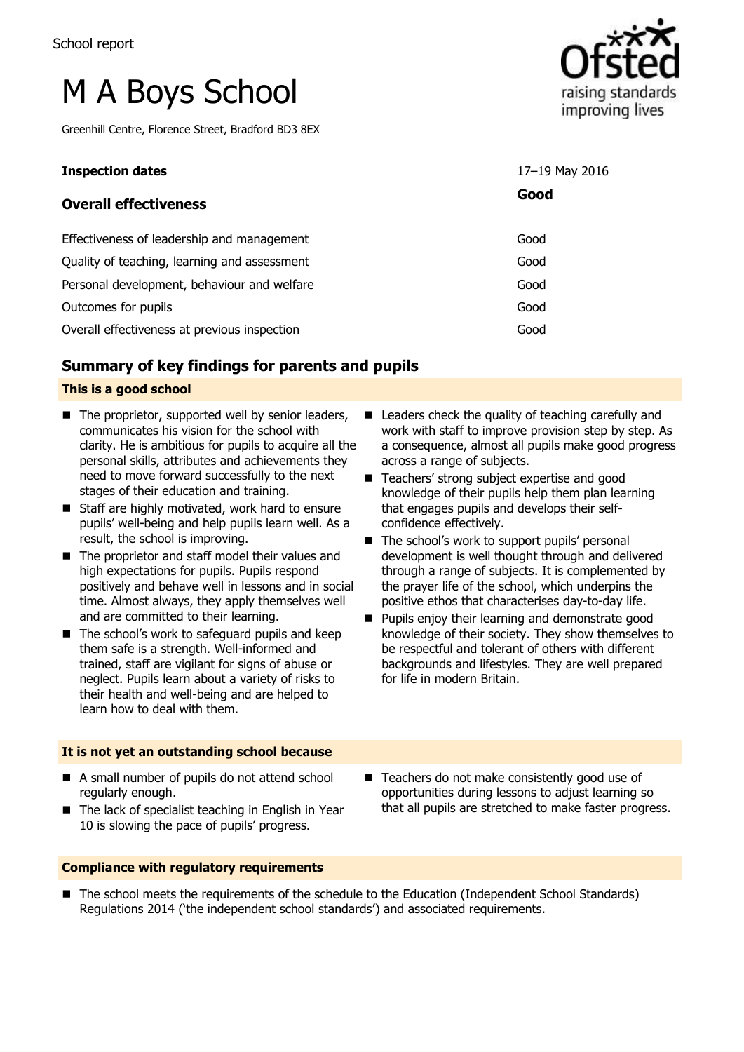School report

# M A Boys School

Greenhill Centre, Florence Street, Bradford BD3 8EX

| **Inspection dates** | 17–19 May 2016 |
| --- | --- |
| **Overall effectiveness** | **Good** |
| Effectiveness of leadership and management | Good |
| Quality of teaching, learning and assessment | Good |
| Personal development, behaviour and welfare | Good |
| Outcomes for pupils | Good |
| Overall effectiveness at previous inspection | Good |

## Summary of key findings for parents and pupils

### This is a good school

- The proprietor, supported well by senior leaders, communicates his vision for the school with clarity. He is ambitious for pupils to acquire all the personal skills, attributes and achievements they need to move forward successfully to the next stages of their education and training.
- Staff are highly motivated, work hard to ensure pupils' well-being and help pupils learn well. As a result, the school is improving.
- The proprietor and staff model their values and high expectations for pupils. Pupils respond positively and behave well in lessons and in social time. Almost always, they apply themselves well and are committed to their learning.
- The school's work to safeguard pupils and keep them safe is a strength. Well-informed and trained, staff are vigilant for signs of abuse or neglect. Pupils learn about a variety of risks to their health and well-being and are helped to learn how to deal with them.
- Leaders check the quality of teaching carefully and work with staff to improve provision step by step. As a consequence, almost all pupils make good progress across a range of subjects.
- Teachers' strong subject expertise and good knowledge of their pupils help them plan learning that engages pupils and develops their self-confidence effectively.
- The school's work to support pupils' personal development is well thought through and delivered through a range of subjects. It is complemented by the prayer life of the school, which underpins the positive ethos that characterises day-to-day life.
- Pupils enjoy their learning and demonstrate good knowledge of their society. They show themselves to be respectful and tolerant of others with different backgrounds and lifestyles. They are well prepared for life in modern Britain.

### It is not yet an outstanding school because

- A small number of pupils do not attend school regularly enough.
- The lack of specialist teaching in English in Year 10 is slowing the pace of pupils' progress.
- Teachers do not make consistently good use of opportunities during lessons to adjust learning so that all pupils are stretched to make faster progress.

### Compliance with regulatory requirements

- The school meets the requirements of the schedule to the Education (Independent School Standards) Regulations 2014 ('the independent school standards') and associated requirements.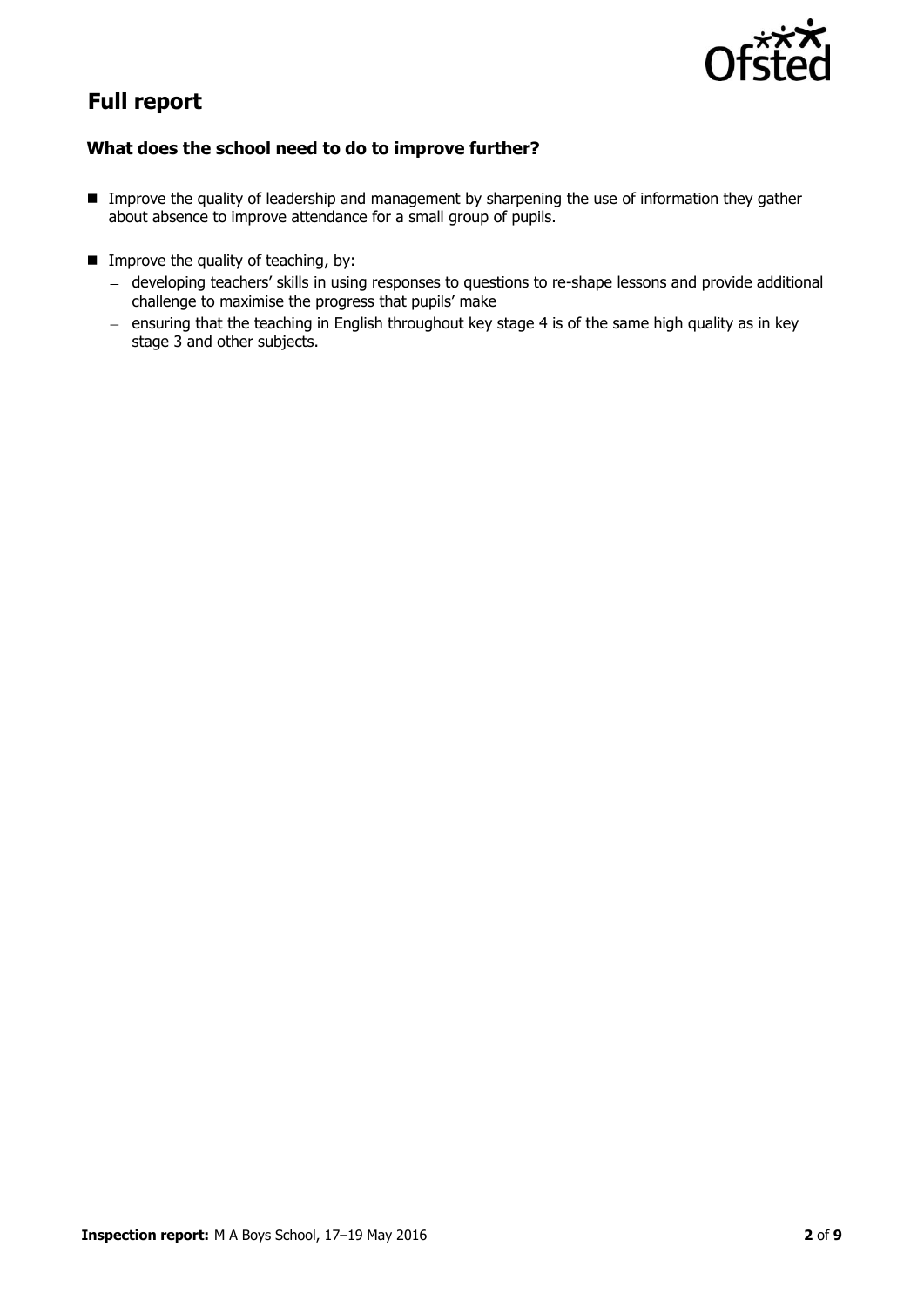# Full report

### What does the school need to do to improve further?

- Improve the quality of leadership and management by sharpening the use of information they gather about absence to improve attendance for a small group of pupils.
- Improve the quality of teaching, by:
  - developing teachers' skills in using responses to questions to re-shape lessons and provide additional challenge to maximise the progress that pupils' make
  - ensuring that the teaching in English throughout key stage 4 is of the same high quality as in key stage 3 and other subjects.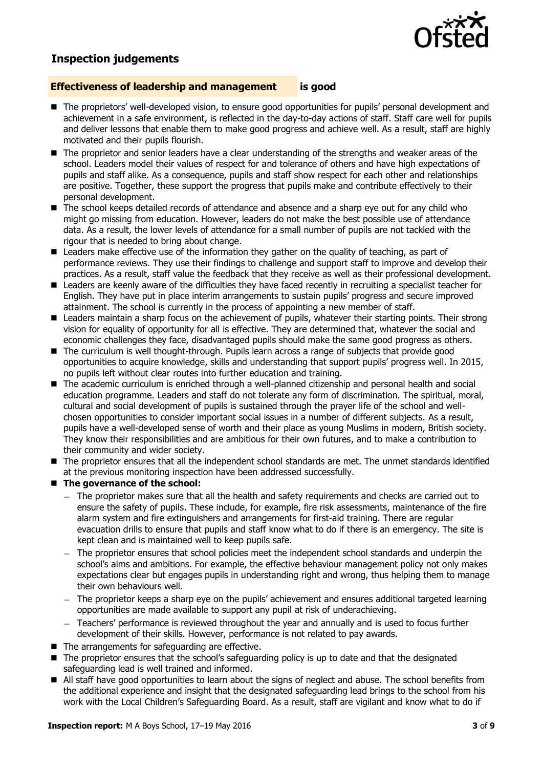## Inspection judgements

### Effectiveness of leadership and management is good

- The proprietors' well-developed vision, to ensure good opportunities for pupils' personal development and achievement in a safe environment, is reflected in the day-to-day actions of staff. Staff care well for pupils and deliver lessons that enable them to make good progress and achieve well. As a result, staff are highly motivated and their pupils flourish.
- The proprietor and senior leaders have a clear understanding of the strengths and weaker areas of the school. Leaders model their values of respect for and tolerance of others and have high expectations of pupils and staff alike. As a consequence, pupils and staff show respect for each other and relationships are positive. Together, these support the progress that pupils make and contribute effectively to their personal development.
- The school keeps detailed records of attendance and absence and a sharp eye out for any child who might go missing from education. However, leaders do not make the best possible use of attendance data. As a result, the lower levels of attendance for a small number of pupils are not tackled with the rigour that is needed to bring about change.
- Leaders make effective use of the information they gather on the quality of teaching, as part of performance reviews. They use their findings to challenge and support staff to improve and develop their practices. As a result, staff value the feedback that they receive as well as their professional development.
- Leaders are keenly aware of the difficulties they have faced recently in recruiting a specialist teacher for English. They have put in place interim arrangements to sustain pupils' progress and secure improved attainment. The school is currently in the process of appointing a new member of staff.
- Leaders maintain a sharp focus on the achievement of pupils, whatever their starting points. Their strong vision for equality of opportunity for all is effective. They are determined that, whatever the social and economic challenges they face, disadvantaged pupils should make the same good progress as others.
- The curriculum is well thought-through. Pupils learn across a range of subjects that provide good opportunities to acquire knowledge, skills and understanding that support pupils' progress well. In 2015, no pupils left without clear routes into further education and training.
- The academic curriculum is enriched through a well-planned citizenship and personal health and social education programme. Leaders and staff do not tolerate any form of discrimination. The spiritual, moral, cultural and social development of pupils is sustained through the prayer life of the school and well-chosen opportunities to consider important social issues in a number of different subjects. As a result, pupils have a well-developed sense of worth and their place as young Muslims in modern, British society. They know their responsibilities and are ambitious for their own futures, and to make a contribution to their community and wider society.
- The proprietor ensures that all the independent school standards are met. The unmet standards identified at the previous monitoring inspection have been addressed successfully.
- **The governance of the school:**
  - The proprietor makes sure that all the health and safety requirements and checks are carried out to ensure the safety of pupils. These include, for example, fire risk assessments, maintenance of the fire alarm system and fire extinguishers and arrangements for first-aid training. There are regular evacuation drills to ensure that pupils and staff know what to do if there is an emergency. The site is kept clean and is maintained well to keep pupils safe.
  - The proprietor ensures that school policies meet the independent school standards and underpin the school's aims and ambitions. For example, the effective behaviour management policy not only makes expectations clear but engages pupils in understanding right and wrong, thus helping them to manage their own behaviours well.
  - The proprietor keeps a sharp eye on the pupils' achievement and ensures additional targeted learning opportunities are made available to support any pupil at risk of underachieving.
  - Teachers' performance is reviewed throughout the year and annually and is used to focus further development of their skills. However, performance is not related to pay awards.
- The arrangements for safeguarding are effective.
- The proprietor ensures that the school's safeguarding policy is up to date and that the designated safeguarding lead is well trained and informed.
- All staff have good opportunities to learn about the signs of neglect and abuse. The school benefits from the additional experience and insight that the designated safeguarding lead brings to the school from his work with the Local Children's Safeguarding Board. As a result, staff are vigilant and know what to do if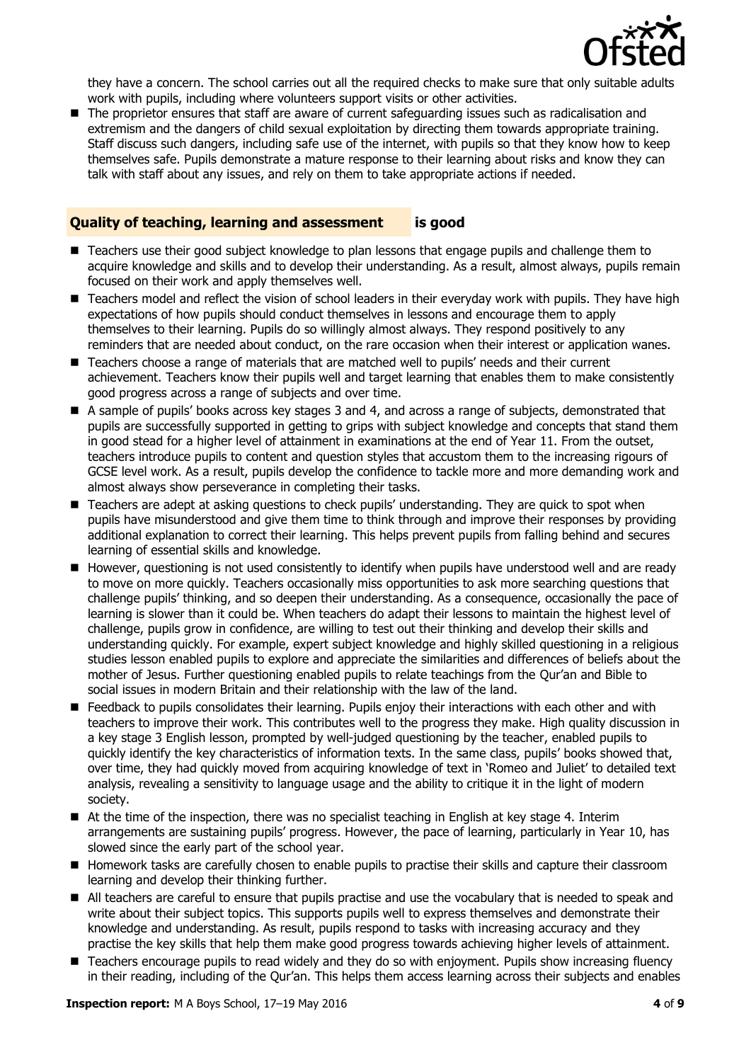they have a concern. The school carries out all the required checks to make sure that only suitable adults work with pupils, including where volunteers support visits or other activities.

- The proprietor ensures that staff are aware of current safeguarding issues such as radicalisation and extremism and the dangers of child sexual exploitation by directing them towards appropriate training. Staff discuss such dangers, including safe use of the internet, with pupils so that they know how to keep themselves safe. Pupils demonstrate a mature response to their learning about risks and know they can talk with staff about any issues, and rely on them to take appropriate actions if needed.

## Quality of teaching, learning and assessment is good

- Teachers use their good subject knowledge to plan lessons that engage pupils and challenge them to acquire knowledge and skills and to develop their understanding. As a result, almost always, pupils remain focused on their work and apply themselves well.
- Teachers model and reflect the vision of school leaders in their everyday work with pupils. They have high expectations of how pupils should conduct themselves in lessons and encourage them to apply themselves to their learning. Pupils do so willingly almost always. They respond positively to any reminders that are needed about conduct, on the rare occasion when their interest or application wanes.
- Teachers choose a range of materials that are matched well to pupils' needs and their current achievement. Teachers know their pupils well and target learning that enables them to make consistently good progress across a range of subjects and over time.
- A sample of pupils' books across key stages 3 and 4, and across a range of subjects, demonstrated that pupils are successfully supported in getting to grips with subject knowledge and concepts that stand them in good stead for a higher level of attainment in examinations at the end of Year 11. From the outset, teachers introduce pupils to content and question styles that accustom them to the increasing rigours of GCSE level work. As a result, pupils develop the confidence to tackle more and more demanding work and almost always show perseverance in completing their tasks.
- Teachers are adept at asking questions to check pupils' understanding. They are quick to spot when pupils have misunderstood and give them time to think through and improve their responses by providing additional explanation to correct their learning. This helps prevent pupils from falling behind and secures learning of essential skills and knowledge.
- However, questioning is not used consistently to identify when pupils have understood well and are ready to move on more quickly. Teachers occasionally miss opportunities to ask more searching questions that challenge pupils' thinking, and so deepen their understanding. As a consequence, occasionally the pace of learning is slower than it could be. When teachers do adapt their lessons to maintain the highest level of challenge, pupils grow in confidence, are willing to test out their thinking and develop their skills and understanding quickly. For example, expert subject knowledge and highly skilled questioning in a religious studies lesson enabled pupils to explore and appreciate the similarities and differences of beliefs about the mother of Jesus. Further questioning enabled pupils to relate teachings from the Qur'an and Bible to social issues in modern Britain and their relationship with the law of the land.
- Feedback to pupils consolidates their learning. Pupils enjoy their interactions with each other and with teachers to improve their work. This contributes well to the progress they make. High quality discussion in a key stage 3 English lesson, prompted by well-judged questioning by the teacher, enabled pupils to quickly identify the key characteristics of information texts. In the same class, pupils' books showed that, over time, they had quickly moved from acquiring knowledge of text in 'Romeo and Juliet' to detailed text analysis, revealing a sensitivity to language usage and the ability to critique it in the light of modern society.
- At the time of the inspection, there was no specialist teaching in English at key stage 4. Interim arrangements are sustaining pupils' progress. However, the pace of learning, particularly in Year 10, has slowed since the early part of the school year.
- Homework tasks are carefully chosen to enable pupils to practise their skills and capture their classroom learning and develop their thinking further.
- All teachers are careful to ensure that pupils practise and use the vocabulary that is needed to speak and write about their subject topics. This supports pupils well to express themselves and demonstrate their knowledge and understanding. As result, pupils respond to tasks with increasing accuracy and they practise the key skills that help them make good progress towards achieving higher levels of attainment.
- Teachers encourage pupils to read widely and they do so with enjoyment. Pupils show increasing fluency in their reading, including of the Qur'an. This helps them access learning across their subjects and enables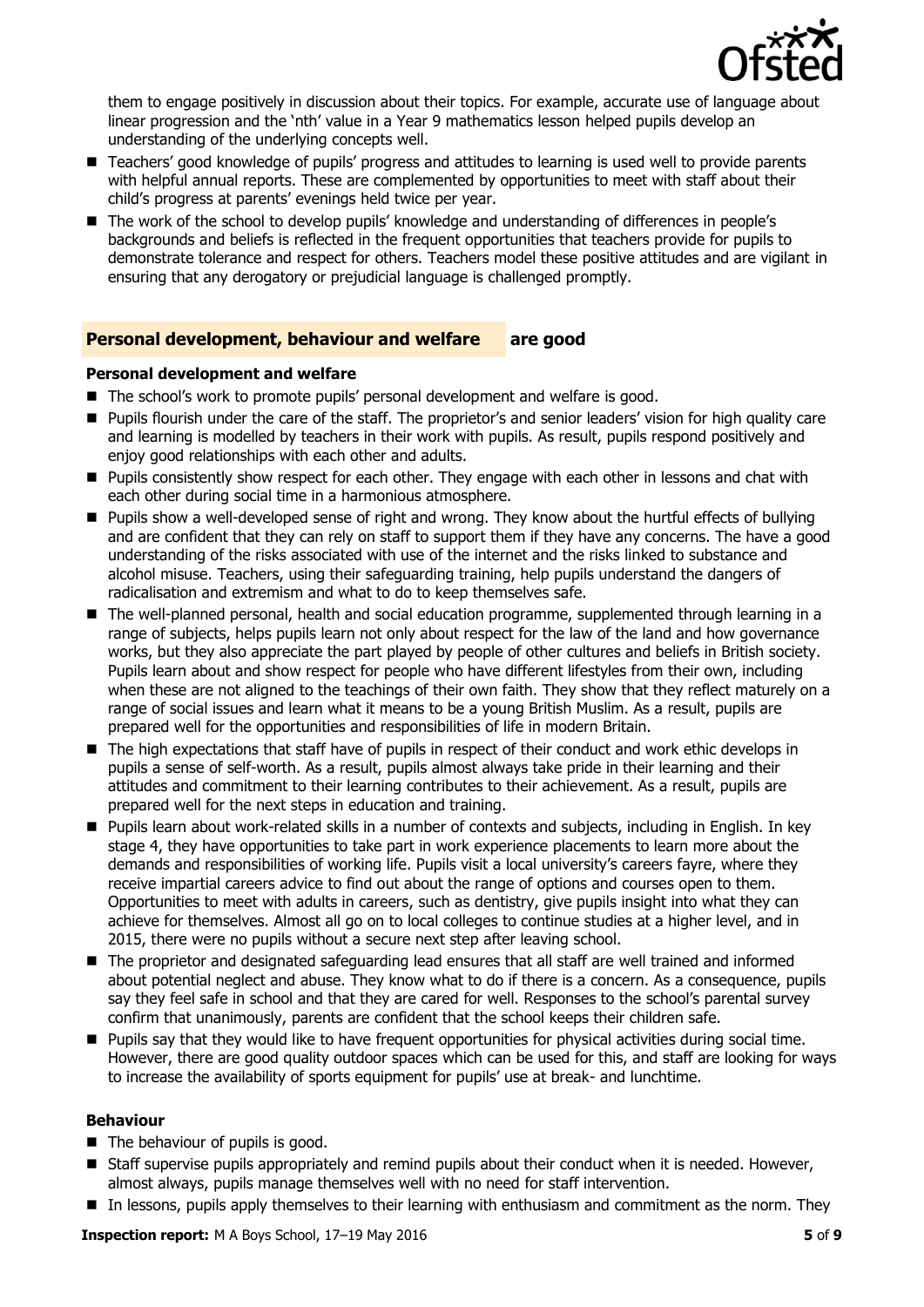them to engage positively in discussion about their topics. For example, accurate use of language about linear progression and the 'nth' value in a Year 9 mathematics lesson helped pupils develop an understanding of the underlying concepts well.

- Teachers' good knowledge of pupils' progress and attitudes to learning is used well to provide parents with helpful annual reports. These are complemented by opportunities to meet with staff about their child's progress at parents' evenings held twice per year.
- The work of the school to develop pupils' knowledge and understanding of differences in people's backgrounds and beliefs is reflected in the frequent opportunities that teachers provide for pupils to demonstrate tolerance and respect for others. Teachers model these positive attitudes and are vigilant in ensuring that any derogatory or prejudicial language is challenged promptly.

## Personal development, behaviour and welfare are good

### Personal development and welfare

- The school's work to promote pupils' personal development and welfare is good.
- Pupils flourish under the care of the staff. The proprietor's and senior leaders' vision for high quality care and learning is modelled by teachers in their work with pupils. As result, pupils respond positively and enjoy good relationships with each other and adults.
- Pupils consistently show respect for each other. They engage with each other in lessons and chat with each other during social time in a harmonious atmosphere.
- Pupils show a well-developed sense of right and wrong. They know about the hurtful effects of bullying and are confident that they can rely on staff to support them if they have any concerns. The have a good understanding of the risks associated with use of the internet and the risks linked to substance and alcohol misuse. Teachers, using their safeguarding training, help pupils understand the dangers of radicalisation and extremism and what to do to keep themselves safe.
- The well-planned personal, health and social education programme, supplemented through learning in a range of subjects, helps pupils learn not only about respect for the law of the land and how governance works, but they also appreciate the part played by people of other cultures and beliefs in British society. Pupils learn about and show respect for people who have different lifestyles from their own, including when these are not aligned to the teachings of their own faith. They show that they reflect maturely on a range of social issues and learn what it means to be a young British Muslim. As a result, pupils are prepared well for the opportunities and responsibilities of life in modern Britain.
- The high expectations that staff have of pupils in respect of their conduct and work ethic develops in pupils a sense of self-worth. As a result, pupils almost always take pride in their learning and their attitudes and commitment to their learning contributes to their achievement. As a result, pupils are prepared well for the next steps in education and training.
- Pupils learn about work-related skills in a number of contexts and subjects, including in English. In key stage 4, they have opportunities to take part in work experience placements to learn more about the demands and responsibilities of working life. Pupils visit a local university's careers fayre, where they receive impartial careers advice to find out about the range of options and courses open to them. Opportunities to meet with adults in careers, such as dentistry, give pupils insight into what they can achieve for themselves. Almost all go on to local colleges to continue studies at a higher level, and in 2015, there were no pupils without a secure next step after leaving school.
- The proprietor and designated safeguarding lead ensures that all staff are well trained and informed about potential neglect and abuse. They know what to do if there is a concern. As a consequence, pupils say they feel safe in school and that they are cared for well. Responses to the school's parental survey confirm that unanimously, parents are confident that the school keeps their children safe.
- Pupils say that they would like to have frequent opportunities for physical activities during social time. However, there are good quality outdoor spaces which can be used for this, and staff are looking for ways to increase the availability of sports equipment for pupils' use at break- and lunchtime.

### Behaviour

- The behaviour of pupils is good.
- Staff supervise pupils appropriately and remind pupils about their conduct when it is needed. However, almost always, pupils manage themselves well with no need for staff intervention.
- In lessons, pupils apply themselves to their learning with enthusiasm and commitment as the norm. They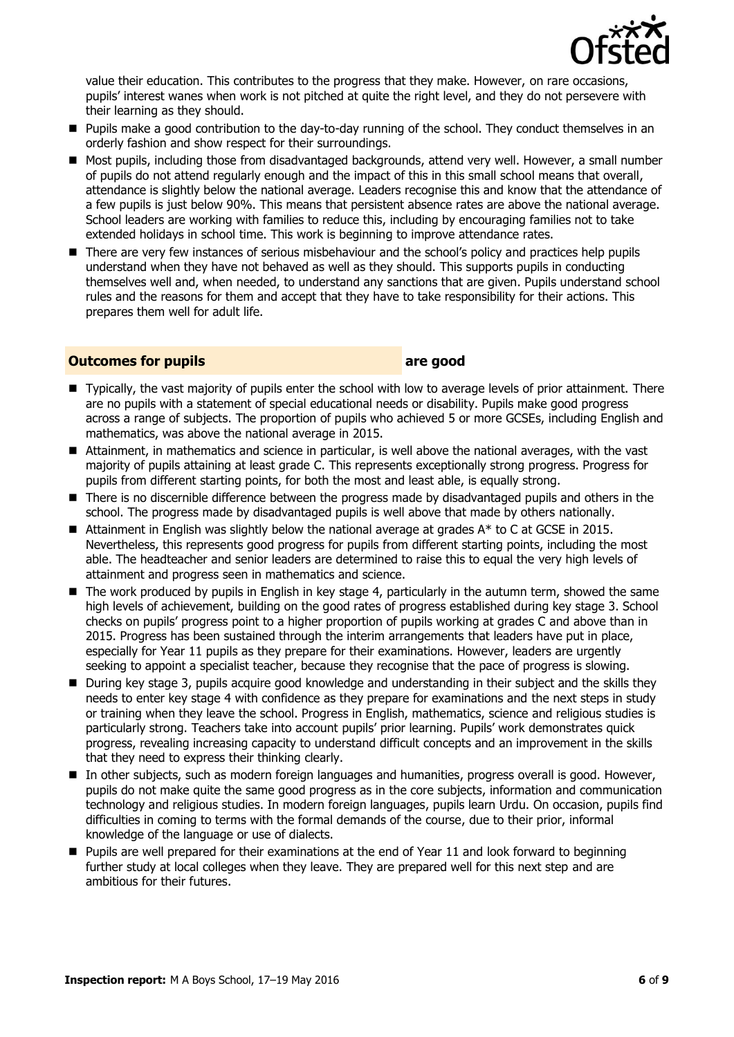value their education. This contributes to the progress that they make. However, on rare occasions, pupils' interest wanes when work is not pitched at quite the right level, and they do not persevere with their learning as they should.

- Pupils make a good contribution to the day-to-day running of the school. They conduct themselves in an orderly fashion and show respect for their surroundings.
- Most pupils, including those from disadvantaged backgrounds, attend very well. However, a small number of pupils do not attend regularly enough and the impact of this in this small school means that overall, attendance is slightly below the national average. Leaders recognise this and know that the attendance of a few pupils is just below 90%. This means that persistent absence rates are above the national average. School leaders are working with families to reduce this, including by encouraging families not to take extended holidays in school time. This work is beginning to improve attendance rates.
- There are very few instances of serious misbehaviour and the school's policy and practices help pupils understand when they have not behaved as well as they should. This supports pupils in conducting themselves well and, when needed, to understand any sanctions that are given. Pupils understand school rules and the reasons for them and accept that they have to take responsibility for their actions. This prepares them well for adult life.

## Outcomes for pupils — are good

- Typically, the vast majority of pupils enter the school with low to average levels of prior attainment. There are no pupils with a statement of special educational needs or disability. Pupils make good progress across a range of subjects. The proportion of pupils who achieved 5 or more GCSEs, including English and mathematics, was above the national average in 2015.
- Attainment, in mathematics and science in particular, is well above the national averages, with the vast majority of pupils attaining at least grade C. This represents exceptionally strong progress. Progress for pupils from different starting points, for both the most and least able, is equally strong.
- There is no discernible difference between the progress made by disadvantaged pupils and others in the school. The progress made by disadvantaged pupils is well above that made by others nationally.
- Attainment in English was slightly below the national average at grades A* to C at GCSE in 2015. Nevertheless, this represents good progress for pupils from different starting points, including the most able. The headteacher and senior leaders are determined to raise this to equal the very high levels of attainment and progress seen in mathematics and science.
- The work produced by pupils in English in key stage 4, particularly in the autumn term, showed the same high levels of achievement, building on the good rates of progress established during key stage 3. School checks on pupils' progress point to a higher proportion of pupils working at grades C and above than in 2015. Progress has been sustained through the interim arrangements that leaders have put in place, especially for Year 11 pupils as they prepare for their examinations. However, leaders are urgently seeking to appoint a specialist teacher, because they recognise that the pace of progress is slowing.
- During key stage 3, pupils acquire good knowledge and understanding in their subject and the skills they needs to enter key stage 4 with confidence as they prepare for examinations and the next steps in study or training when they leave the school. Progress in English, mathematics, science and religious studies is particularly strong. Teachers take into account pupils' prior learning. Pupils' work demonstrates quick progress, revealing increasing capacity to understand difficult concepts and an improvement in the skills that they need to express their thinking clearly.
- In other subjects, such as modern foreign languages and humanities, progress overall is good. However, pupils do not make quite the same good progress as in the core subjects, information and communication technology and religious studies. In modern foreign languages, pupils learn Urdu. On occasion, pupils find difficulties in coming to terms with the formal demands of the course, due to their prior, informal knowledge of the language or use of dialects.
- Pupils are well prepared for their examinations at the end of Year 11 and look forward to beginning further study at local colleges when they leave. They are prepared well for this next step and are ambitious for their futures.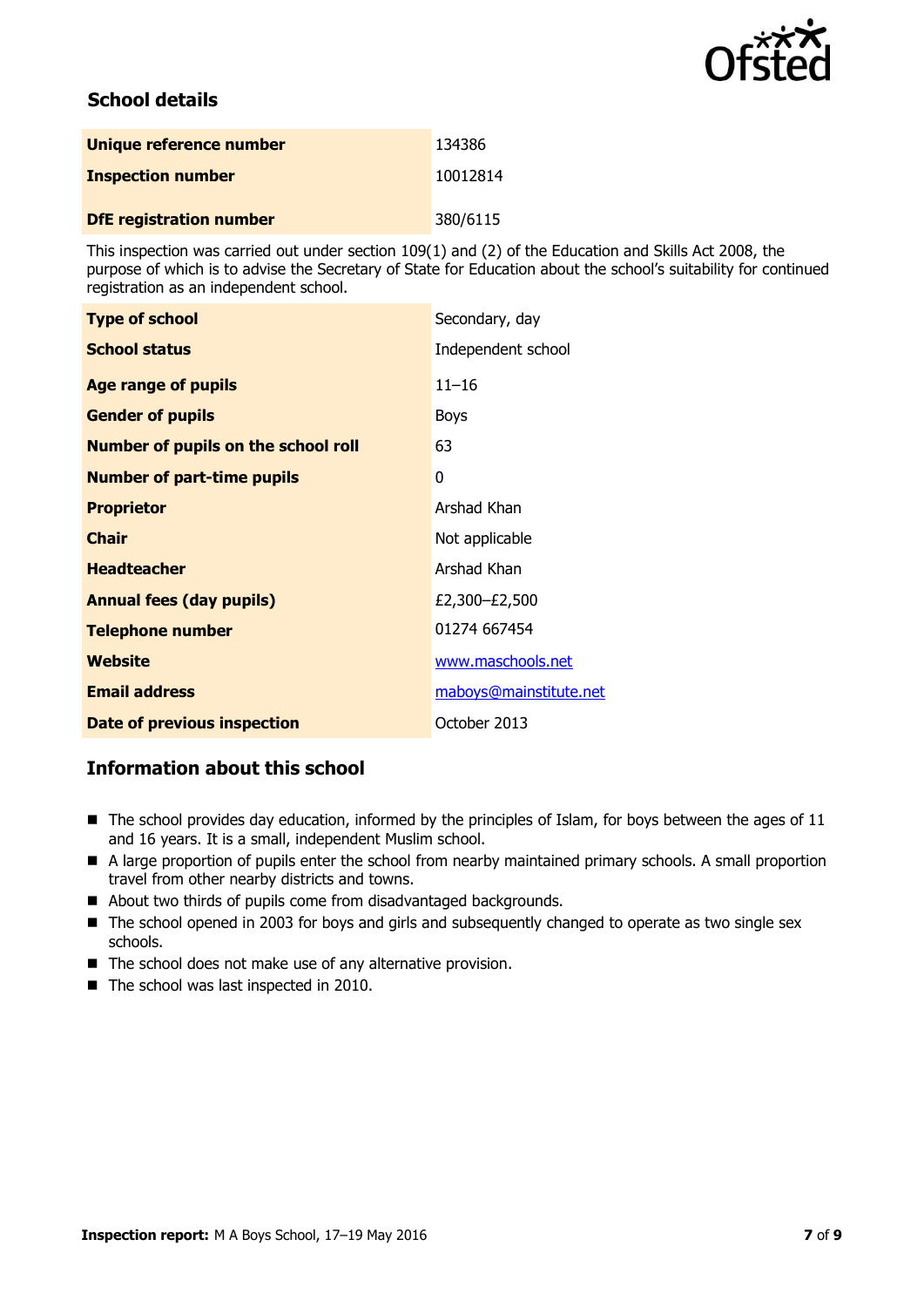## School details

| | |
|---|---|
| **Unique reference number** | 134386 |
| **Inspection number** | 10012814 |
| **DfE registration number** | 380/6115 |

This inspection was carried out under section 109(1) and (2) of the Education and Skills Act 2008, the purpose of which is to advise the Secretary of State for Education about the school's suitability for continued registration as an independent school.

| | |
|---|---|
| **Type of school** | Secondary, day |
| **School status** | Independent school |
| **Age range of pupils** | 11–16 |
| **Gender of pupils** | Boys |
| **Number of pupils on the school roll** | 63 |
| **Number of part-time pupils** | 0 |
| **Proprietor** | Arshad Khan |
| **Chair** | Not applicable |
| **Headteacher** | Arshad Khan |
| **Annual fees (day pupils)** | £2,300–£2,500 |
| **Telephone number** | 01274 667454 |
| **Website** | www.maschools.net |
| **Email address** | maboys@mainstitute.net |
| **Date of previous inspection** | October 2013 |

## Information about this school

- The school provides day education, informed by the principles of Islam, for boys between the ages of 11 and 16 years. It is a small, independent Muslim school.
- A large proportion of pupils enter the school from nearby maintained primary schools. A small proportion travel from other nearby districts and towns.
- About two thirds of pupils come from disadvantaged backgrounds.
- The school opened in 2003 for boys and girls and subsequently changed to operate as two single sex schools.
- The school does not make use of any alternative provision.
- The school was last inspected in 2010.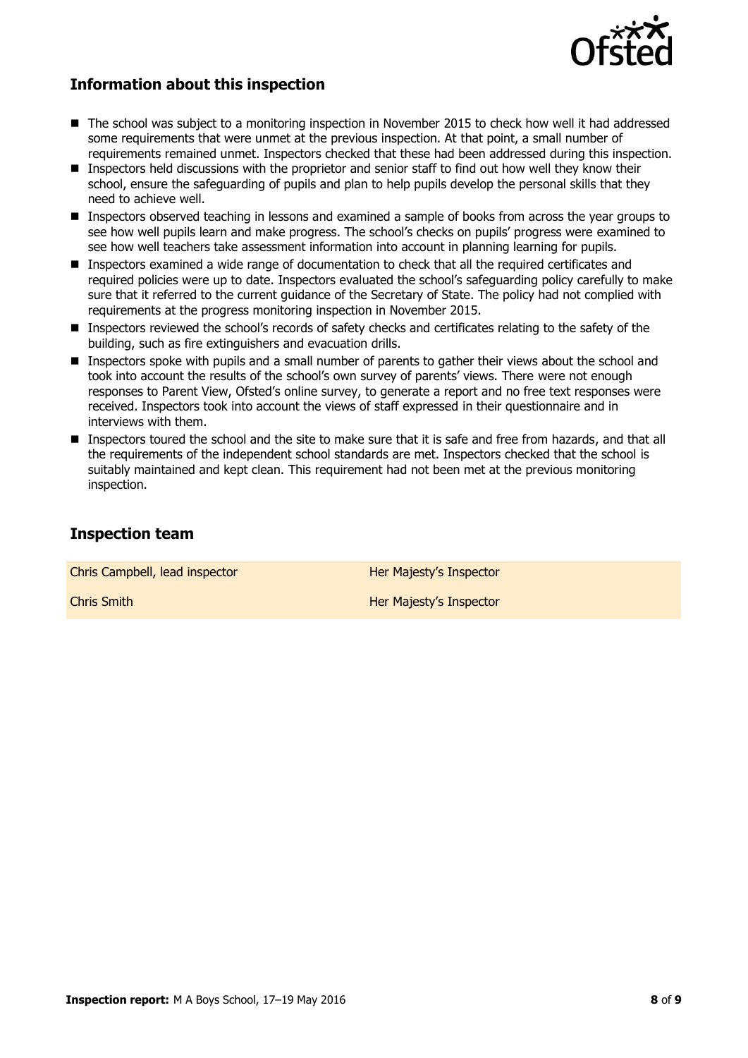## Information about this inspection

- The school was subject to a monitoring inspection in November 2015 to check how well it had addressed some requirements that were unmet at the previous inspection. At that point, a small number of requirements remained unmet. Inspectors checked that these had been addressed during this inspection.
- Inspectors held discussions with the proprietor and senior staff to find out how well they know their school, ensure the safeguarding of pupils and plan to help pupils develop the personal skills that they need to achieve well.
- Inspectors observed teaching in lessons and examined a sample of books from across the year groups to see how well pupils learn and make progress. The school's checks on pupils' progress were examined to see how well teachers take assessment information into account in planning learning for pupils.
- Inspectors examined a wide range of documentation to check that all the required certificates and required policies were up to date. Inspectors evaluated the school's safeguarding policy carefully to make sure that it referred to the current guidance of the Secretary of State. The policy had not complied with requirements at the progress monitoring inspection in November 2015.
- Inspectors reviewed the school's records of safety checks and certificates relating to the safety of the building, such as fire extinguishers and evacuation drills.
- Inspectors spoke with pupils and a small number of parents to gather their views about the school and took into account the results of the school's own survey of parents' views. There were not enough responses to Parent View, Ofsted's online survey, to generate a report and no free text responses were received. Inspectors took into account the views of staff expressed in their questionnaire and in interviews with them.
- Inspectors toured the school and the site to make sure that it is safe and free from hazards, and that all the requirements of the independent school standards are met. Inspectors checked that the school is suitably maintained and kept clean. This requirement had not been met at the previous monitoring inspection.

## Inspection team

| | |
|---|---|
| Chris Campbell, lead inspector | Her Majesty's Inspector |
| Chris Smith | Her Majesty's Inspector |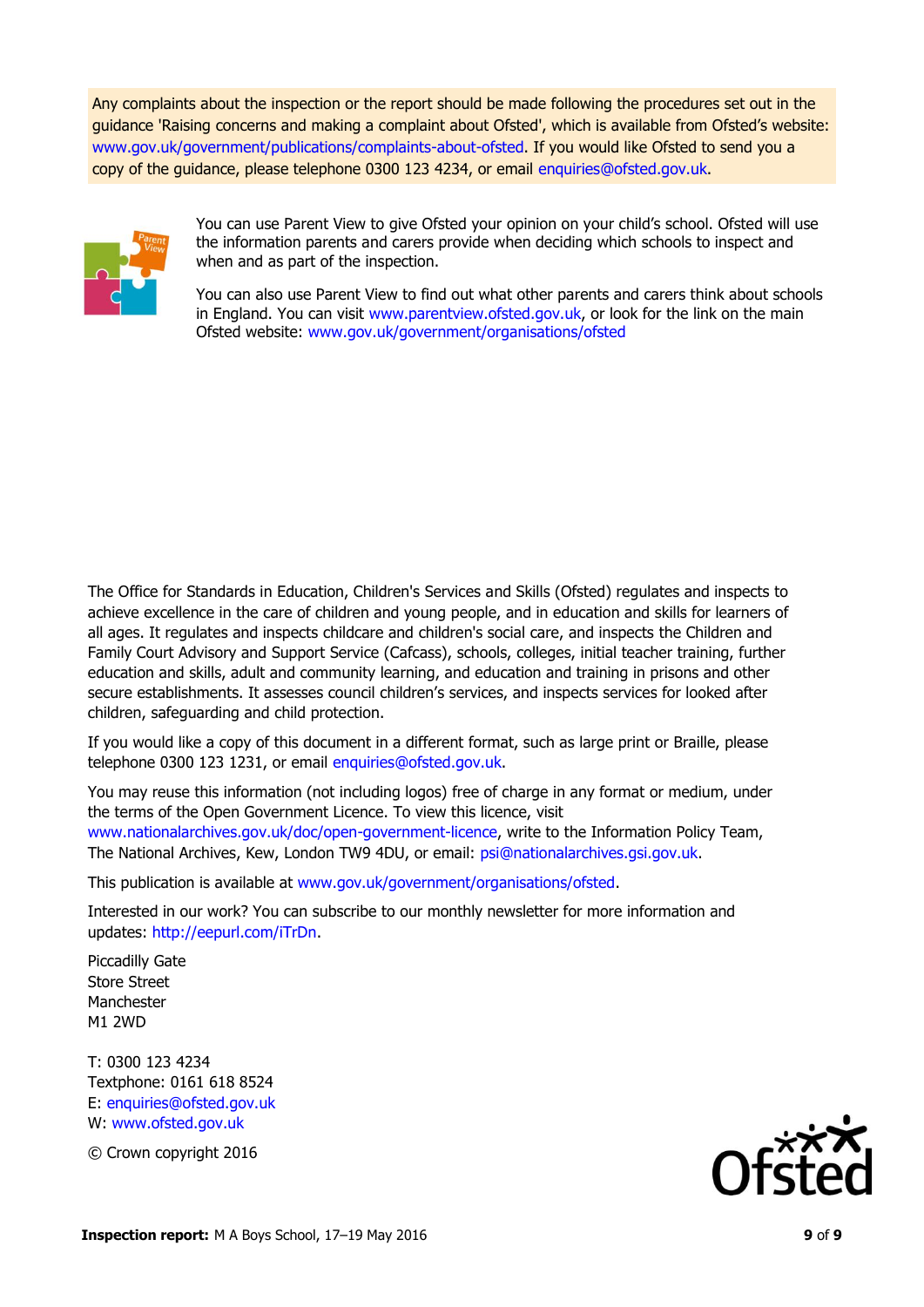Any complaints about the inspection or the report should be made following the procedures set out in the guidance 'Raising concerns and making a complaint about Ofsted', which is available from Ofsted's website: www.gov.uk/government/publications/complaints-about-ofsted. If you would like Ofsted to send you a copy of the guidance, please telephone 0300 123 4234, or email enquiries@ofsted.gov.uk.

You can use Parent View to give Ofsted your opinion on your child's school. Ofsted will use the information parents and carers provide when deciding which schools to inspect and when and as part of the inspection.

You can also use Parent View to find out what other parents and carers think about schools in England. You can visit www.parentview.ofsted.gov.uk, or look for the link on the main Ofsted website: www.gov.uk/government/organisations/ofsted

The Office for Standards in Education, Children's Services and Skills (Ofsted) regulates and inspects to achieve excellence in the care of children and young people, and in education and skills for learners of all ages. It regulates and inspects childcare and children's social care, and inspects the Children and Family Court Advisory and Support Service (Cafcass), schools, colleges, initial teacher training, further education and skills, adult and community learning, and education and training in prisons and other secure establishments. It assesses council children's services, and inspects services for looked after children, safeguarding and child protection.

If you would like a copy of this document in a different format, such as large print or Braille, please telephone 0300 123 1231, or email enquiries@ofsted.gov.uk.

You may reuse this information (not including logos) free of charge in any format or medium, under the terms of the Open Government Licence. To view this licence, visit www.nationalarchives.gov.uk/doc/open-government-licence, write to the Information Policy Team, The National Archives, Kew, London TW9 4DU, or email: psi@nationalarchives.gsi.gov.uk.

This publication is available at www.gov.uk/government/organisations/ofsted.

Interested in our work? You can subscribe to our monthly newsletter for more information and updates: http://eepurl.com/iTrDn.

Piccadilly Gate
Store Street
Manchester
M1 2WD

T: 0300 123 4234
Textphone: 0161 618 8524
E: enquiries@ofsted.gov.uk
W: www.ofsted.gov.uk

© Crown copyright 2016